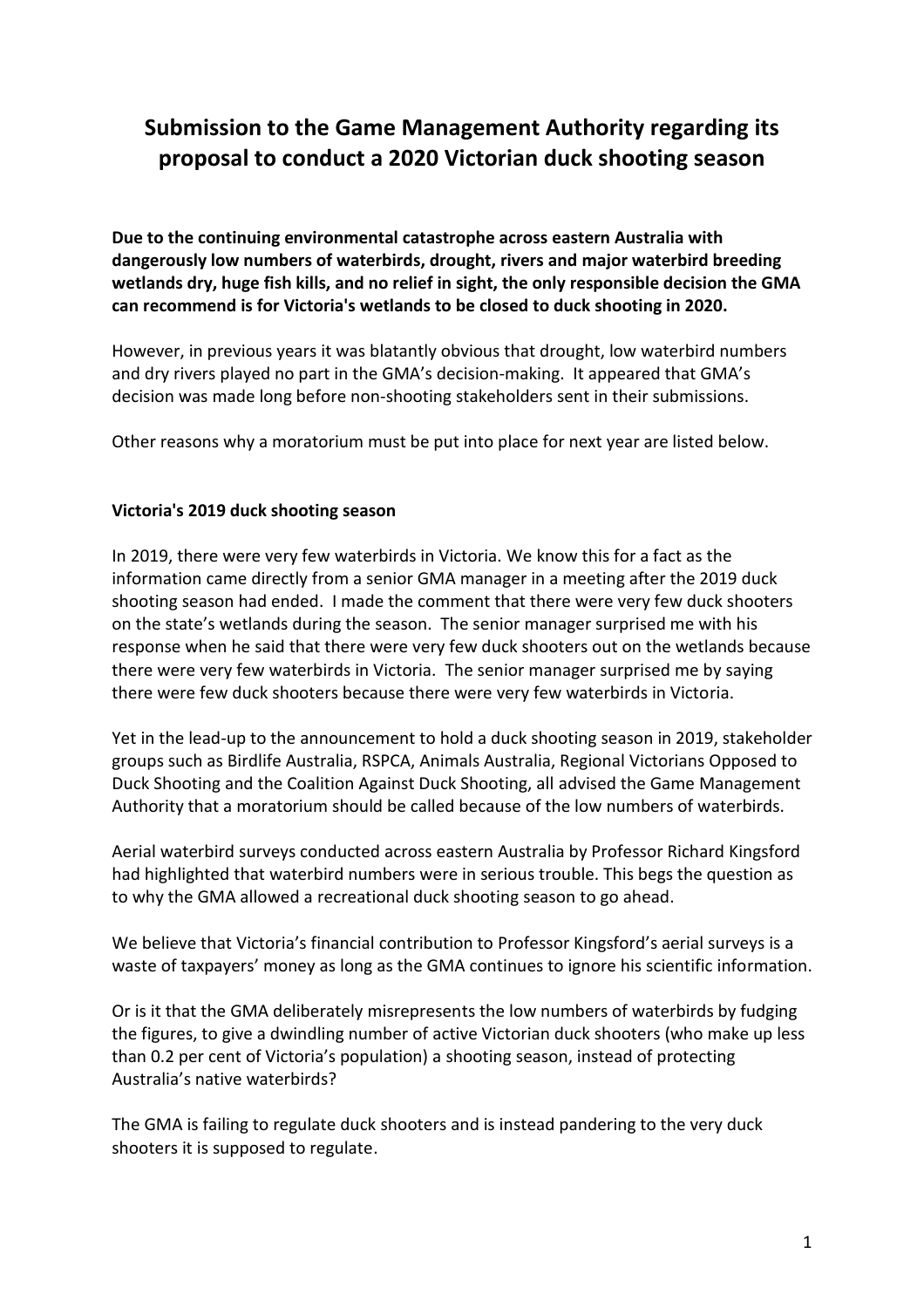# Submission to the Game Management Authority regarding its proposal to conduct a 2020 Victorian duck shooting season

**Due to the continuing environmental catastrophe across eastern Australia with dangerously low numbers of waterbirds, drought, rivers and major waterbird breeding wetlands dry, huge fish kills, and no relief in sight, the only responsible decision the GMA can recommend is for Victoria's wetlands to be closed to duck shooting in 2020.**

However, in previous years it was blatantly obvious that drought, low waterbird numbers and dry rivers played no part in the GMA's decision-making. It appeared that GMA's decision was made long before non-shooting stakeholders sent in their submissions.

Other reasons why a moratorium must be put into place for next year are listed below.

## Victoria's 2019 duck shooting season

In 2019, there were very few waterbirds in Victoria. We know this for a fact as the information came directly from a senior GMA manager in a meeting after the 2019 duck shooting season had ended. I made the comment that there were very few duck shooters on the state's wetlands during the season. The senior manager surprised me with his response when he said that there were very few duck shooters out on the wetlands because there were very few waterbirds in Victoria. The senior manager surprised me by saying there were few duck shooters because there were very few waterbirds in Victoria.

Yet in the lead-up to the announcement to hold a duck shooting season in 2019, stakeholder groups such as Birdlife Australia, RSPCA, Animals Australia, Regional Victorians Opposed to Duck Shooting and the Coalition Against Duck Shooting, all advised the Game Management Authority that a moratorium should be called because of the low numbers of waterbirds.

Aerial waterbird surveys conducted across eastern Australia by Professor Richard Kingsford had highlighted that waterbird numbers were in serious trouble. This begs the question as to why the GMA allowed a recreational duck shooting season to go ahead.

We believe that Victoria's financial contribution to Professor Kingsford's aerial surveys is a waste of taxpayers' money as long as the GMA continues to ignore his scientific information.

Or is it that the GMA deliberately misrepresents the low numbers of waterbirds by fudging the figures, to give a dwindling number of active Victorian duck shooters (who make up less than 0.2 per cent of Victoria's population) a shooting season, instead of protecting Australia's native waterbirds?

The GMA is failing to regulate duck shooters and is instead pandering to the very duck shooters it is supposed to regulate.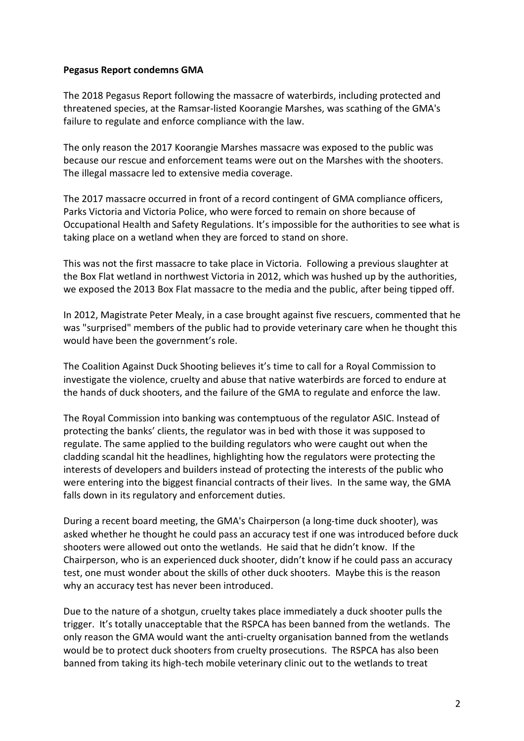**Pegasus Report condemns GMA**

The 2018 Pegasus Report following the massacre of waterbirds, including protected and threatened species, at the Ramsar-listed Koorangie Marshes, was scathing of the GMA's failure to regulate and enforce compliance with the law.

The only reason the 2017 Koorangie Marshes massacre was exposed to the public was because our rescue and enforcement teams were out on the Marshes with the shooters. The illegal massacre led to extensive media coverage.

The 2017 massacre occurred in front of a record contingent of GMA compliance officers, Parks Victoria and Victoria Police, who were forced to remain on shore because of Occupational Health and Safety Regulations. It's impossible for the authorities to see what is taking place on a wetland when they are forced to stand on shore.

This was not the first massacre to take place in Victoria. Following a previous slaughter at the Box Flat wetland in northwest Victoria in 2012, which was hushed up by the authorities, we exposed the 2013 Box Flat massacre to the media and the public, after being tipped off.

In 2012, Magistrate Peter Mealy, in a case brought against five rescuers, commented that he was "surprised" members of the public had to provide veterinary care when he thought this would have been the government's role.

The Coalition Against Duck Shooting believes it's time to call for a Royal Commission to investigate the violence, cruelty and abuse that native waterbirds are forced to endure at the hands of duck shooters, and the failure of the GMA to regulate and enforce the law.

The Royal Commission into banking was contemptuous of the regulator ASIC. Instead of protecting the banks' clients, the regulator was in bed with those it was supposed to regulate. The same applied to the building regulators who were caught out when the cladding scandal hit the headlines, highlighting how the regulators were protecting the interests of developers and builders instead of protecting the interests of the public who were entering into the biggest financial contracts of their lives. In the same way, the GMA falls down in its regulatory and enforcement duties.

During a recent board meeting, the GMA's Chairperson (a long-time duck shooter), was asked whether he thought he could pass an accuracy test if one was introduced before duck shooters were allowed out onto the wetlands. He said that he didn't know. If the Chairperson, who is an experienced duck shooter, didn't know if he could pass an accuracy test, one must wonder about the skills of other duck shooters. Maybe this is the reason why an accuracy test has never been introduced.

Due to the nature of a shotgun, cruelty takes place immediately a duck shooter pulls the trigger. It's totally unacceptable that the RSPCA has been banned from the wetlands. The only reason the GMA would want the anti-cruelty organisation banned from the wetlands would be to protect duck shooters from cruelty prosecutions. The RSPCA has also been banned from taking its high-tech mobile veterinary clinic out to the wetlands to treat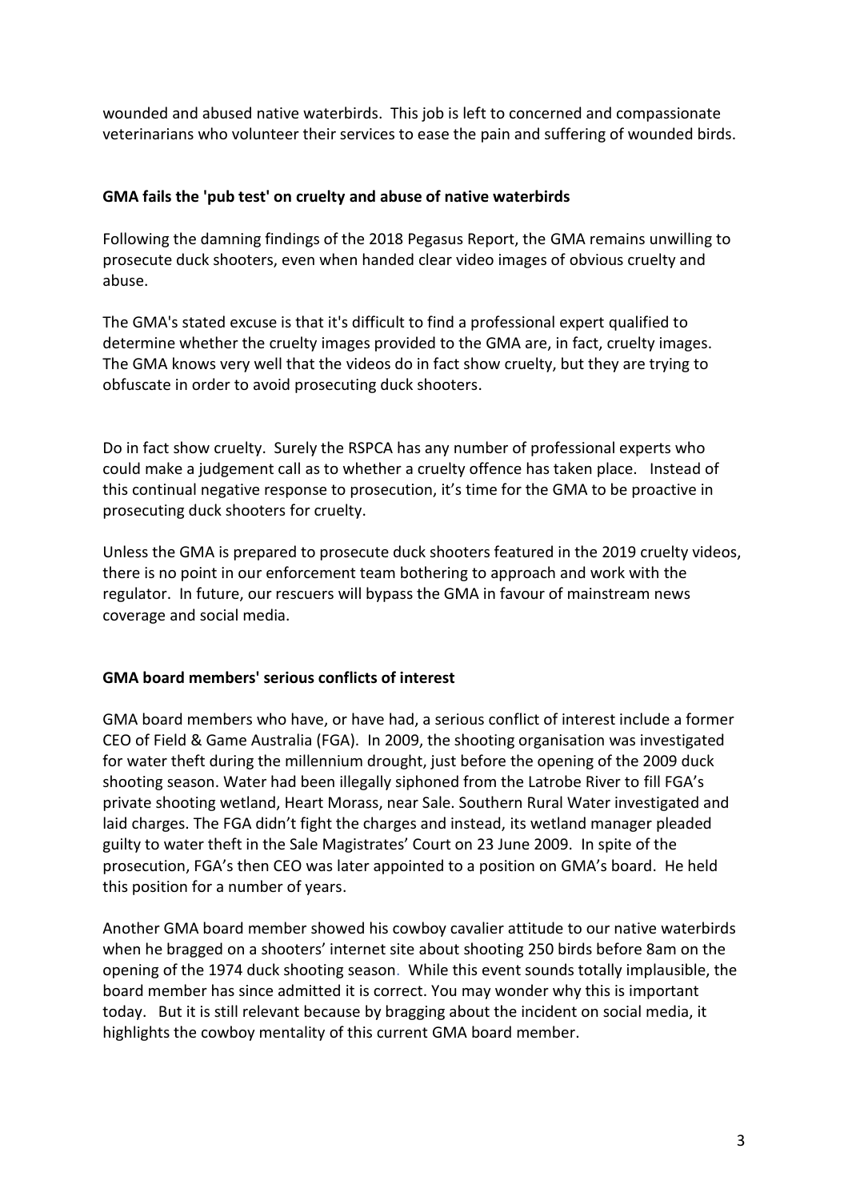wounded and abused native waterbirds. This job is left to concerned and compassionate veterinarians who volunteer their services to ease the pain and suffering of wounded birds.

### GMA fails the 'pub test' on cruelty and abuse of native waterbirds

Following the damning findings of the 2018 Pegasus Report, the GMA remains unwilling to prosecute duck shooters, even when handed clear video images of obvious cruelty and abuse.

The GMA's stated excuse is that it's difficult to find a professional expert qualified to determine whether the cruelty images provided to the GMA are, in fact, cruelty images. The GMA knows very well that the videos do in fact show cruelty, but they are trying to obfuscate in order to avoid prosecuting duck shooters.

Do in fact show cruelty. Surely the RSPCA has any number of professional experts who could make a judgement call as to whether a cruelty offence has taken place. Instead of this continual negative response to prosecution, it's time for the GMA to be proactive in prosecuting duck shooters for cruelty.

Unless the GMA is prepared to prosecute duck shooters featured in the 2019 cruelty videos, there is no point in our enforcement team bothering to approach and work with the regulator. In future, our rescuers will bypass the GMA in favour of mainstream news coverage and social media.

### GMA board members' serious conflicts of interest

GMA board members who have, or have had, a serious conflict of interest include a former CEO of Field & Game Australia (FGA). In 2009, the shooting organisation was investigated for water theft during the millennium drought, just before the opening of the 2009 duck shooting season. Water had been illegally siphoned from the Latrobe River to fill FGA's private shooting wetland, Heart Morass, near Sale. Southern Rural Water investigated and laid charges. The FGA didn't fight the charges and instead, its wetland manager pleaded guilty to water theft in the Sale Magistrates' Court on 23 June 2009. In spite of the prosecution, FGA's then CEO was later appointed to a position on GMA's board. He held this position for a number of years.

Another GMA board member showed his cowboy cavalier attitude to our native waterbirds when he bragged on a shooters' internet site about shooting 250 birds before 8am on the opening of the 1974 duck shooting season. While this event sounds totally implausible, the board member has since admitted it is correct. You may wonder why this is important today. But it is still relevant because by bragging about the incident on social media, it highlights the cowboy mentality of this current GMA board member.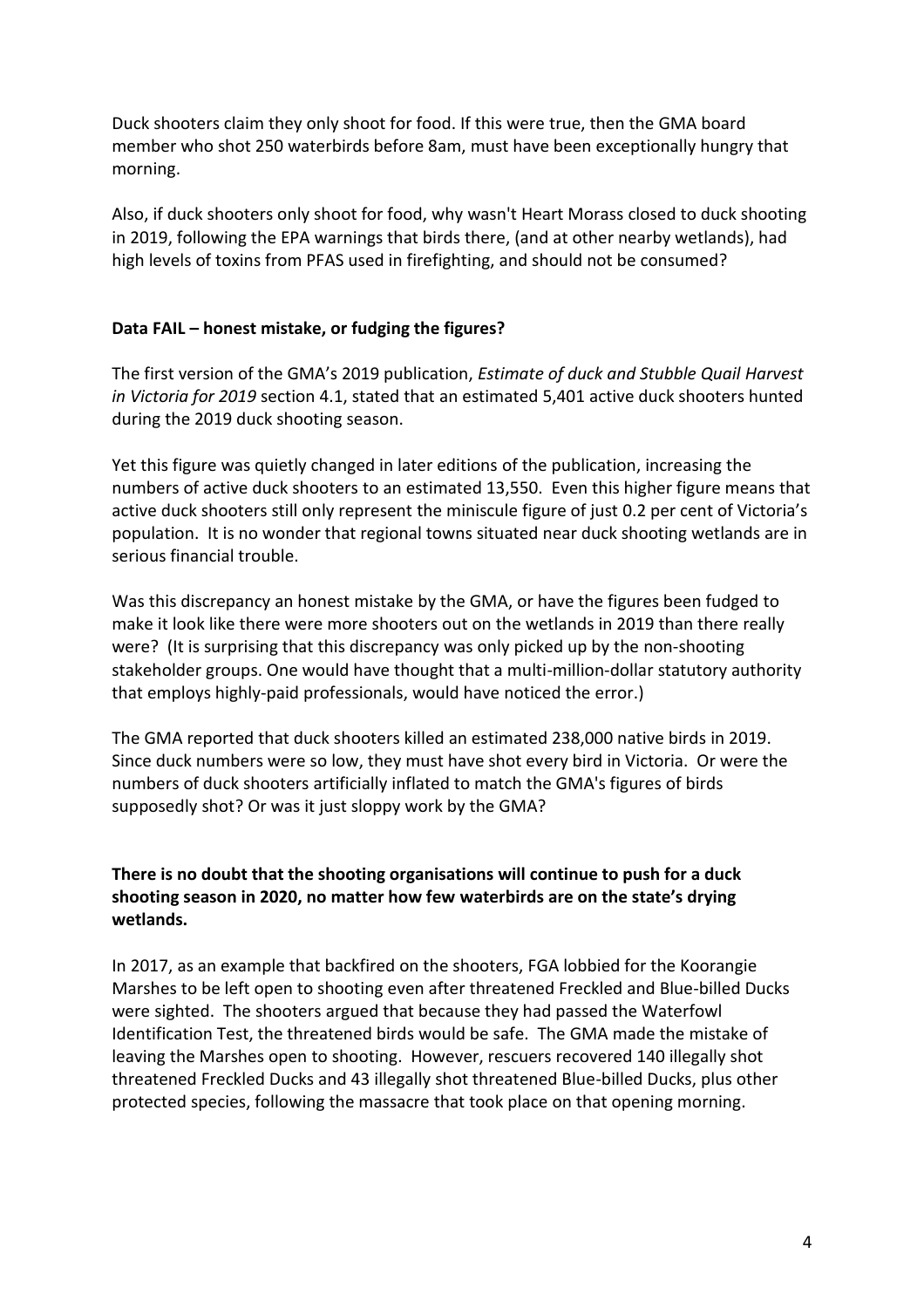Duck shooters claim they only shoot for food. If this were true, then the GMA board member who shot 250 waterbirds before 8am, must have been exceptionally hungry that morning.

Also, if duck shooters only shoot for food, why wasn't Heart Morass closed to duck shooting in 2019, following the EPA warnings that birds there, (and at other nearby wetlands), had high levels of toxins from PFAS used in firefighting, and should not be consumed?

**Data FAIL – honest mistake, or fudging the figures?**

The first version of the GMA's 2019 publication, *Estimate of duck and Stubble Quail Harvest in Victoria for 2019* section 4.1, stated that an estimated 5,401 active duck shooters hunted during the 2019 duck shooting season.

Yet this figure was quietly changed in later editions of the publication, increasing the numbers of active duck shooters to an estimated 13,550. Even this higher figure means that active duck shooters still only represent the miniscule figure of just 0.2 per cent of Victoria's population. It is no wonder that regional towns situated near duck shooting wetlands are in serious financial trouble.

Was this discrepancy an honest mistake by the GMA, or have the figures been fudged to make it look like there were more shooters out on the wetlands in 2019 than there really were? (It is surprising that this discrepancy was only picked up by the non-shooting stakeholder groups. One would have thought that a multi-million-dollar statutory authority that employs highly-paid professionals, would have noticed the error.)

The GMA reported that duck shooters killed an estimated 238,000 native birds in 2019. Since duck numbers were so low, they must have shot every bird in Victoria. Or were the numbers of duck shooters artificially inflated to match the GMA's figures of birds supposedly shot? Or was it just sloppy work by the GMA?

**There is no doubt that the shooting organisations will continue to push for a duck shooting season in 2020, no matter how few waterbirds are on the state's drying wetlands.**

In 2017, as an example that backfired on the shooters, FGA lobbied for the Koorangie Marshes to be left open to shooting even after threatened Freckled and Blue-billed Ducks were sighted. The shooters argued that because they had passed the Waterfowl Identification Test, the threatened birds would be safe. The GMA made the mistake of leaving the Marshes open to shooting. However, rescuers recovered 140 illegally shot threatened Freckled Ducks and 43 illegally shot threatened Blue-billed Ducks, plus other protected species, following the massacre that took place on that opening morning.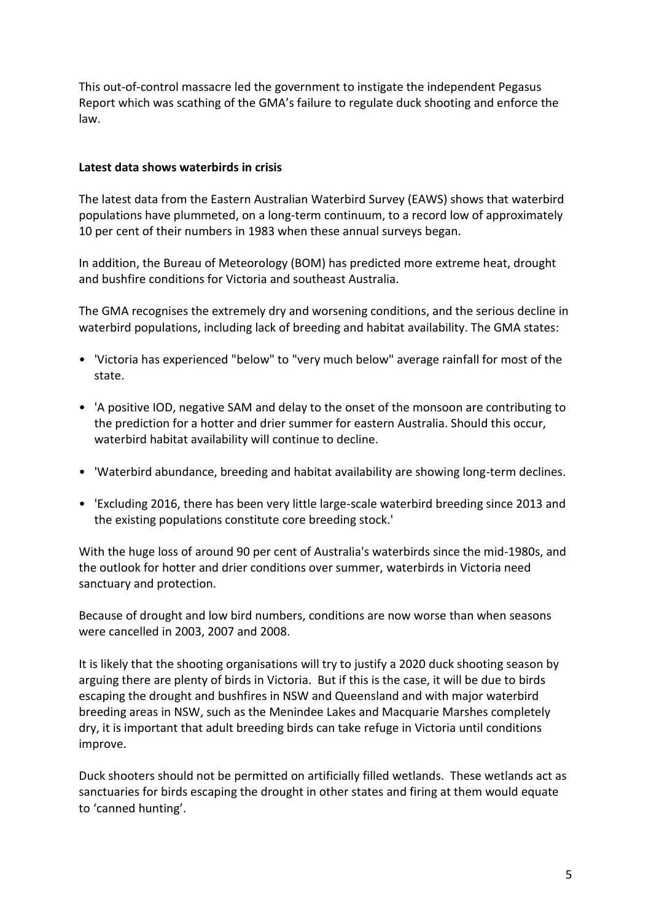This out-of-control massacre led the government to instigate the independent Pegasus Report which was scathing of the GMA's failure to regulate duck shooting and enforce the law.

**Latest data shows waterbirds in crisis**

The latest data from the Eastern Australian Waterbird Survey (EAWS) shows that waterbird populations have plummeted, on a long-term continuum, to a record low of approximately 10 per cent of their numbers in 1983 when these annual surveys began.

In addition, the Bureau of Meteorology (BOM) has predicted more extreme heat, drought and bushfire conditions for Victoria and southeast Australia.

The GMA recognises the extremely dry and worsening conditions, and the serious decline in waterbird populations, including lack of breeding and habitat availability. The GMA states:

- 'Victoria has experienced "below" to "very much below" average rainfall for most of the state.
- 'A positive IOD, negative SAM and delay to the onset of the monsoon are contributing to the prediction for a hotter and drier summer for eastern Australia. Should this occur, waterbird habitat availability will continue to decline.
- 'Waterbird abundance, breeding and habitat availability are showing long-term declines.
- 'Excluding 2016, there has been very little large-scale waterbird breeding since 2013 and the existing populations constitute core breeding stock.'

With the huge loss of around 90 per cent of Australia's waterbirds since the mid-1980s, and the outlook for hotter and drier conditions over summer, waterbirds in Victoria need sanctuary and protection.

Because of drought and low bird numbers, conditions are now worse than when seasons were cancelled in 2003, 2007 and 2008.

It is likely that the shooting organisations will try to justify a 2020 duck shooting season by arguing there are plenty of birds in Victoria. But if this is the case, it will be due to birds escaping the drought and bushfires in NSW and Queensland and with major waterbird breeding areas in NSW, such as the Menindee Lakes and Macquarie Marshes completely dry, it is important that adult breeding birds can take refuge in Victoria until conditions improve.

Duck shooters should not be permitted on artificially filled wetlands. These wetlands act as sanctuaries for birds escaping the drought in other states and firing at them would equate to 'canned hunting'.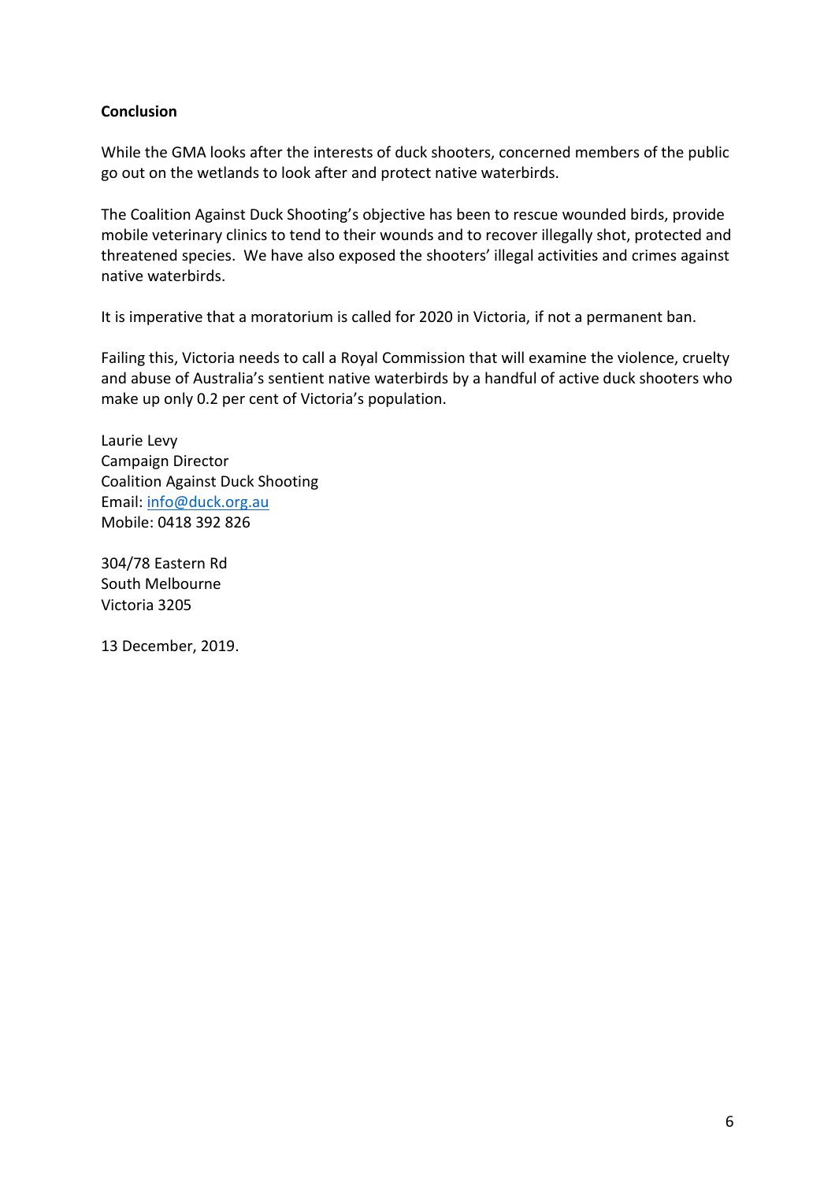**Conclusion**

While the GMA looks after the interests of duck shooters, concerned members of the public go out on the wetlands to look after and protect native waterbirds.

The Coalition Against Duck Shooting's objective has been to rescue wounded birds, provide mobile veterinary clinics to tend to their wounds and to recover illegally shot, protected and threatened species. We have also exposed the shooters' illegal activities and crimes against native waterbirds.

It is imperative that a moratorium is called for 2020 in Victoria, if not a permanent ban.

Failing this, Victoria needs to call a Royal Commission that will examine the violence, cruelty and abuse of Australia's sentient native waterbirds by a handful of active duck shooters who make up only 0.2 per cent of Victoria's population.

Laurie Levy
Campaign Director
Coalition Against Duck Shooting
Email: info@duck.org.au
Mobile: 0418 392 826

304/78 Eastern Rd
South Melbourne
Victoria 3205

13 December, 2019.